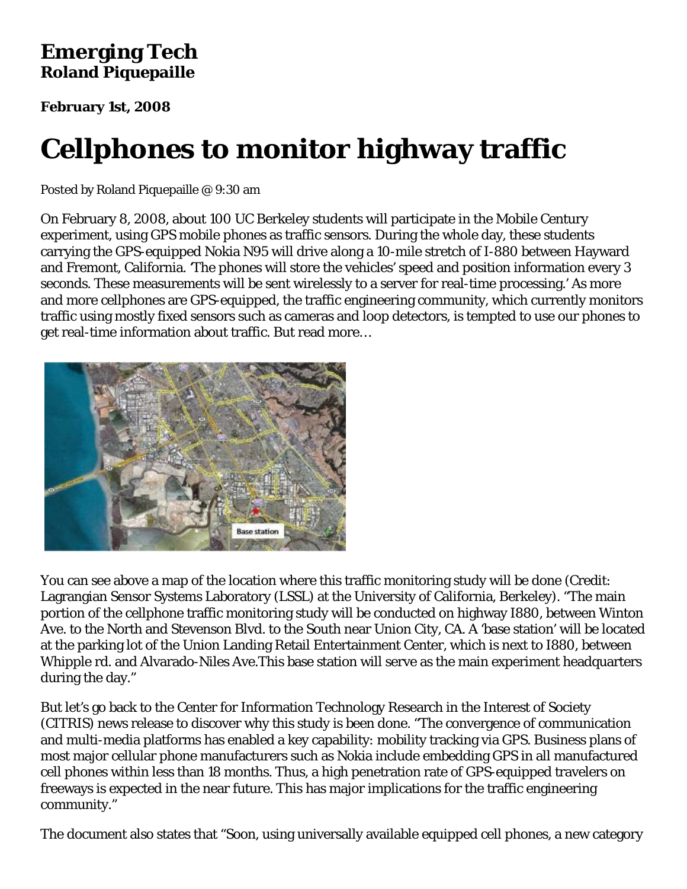# Emerging Tech
## Roland Piquepaille

**February 1st, 2008**

# Cellphones to monitor highway traffic

Posted by Roland Piquepaille @ 9:30 am

On February 8, 2008, about 100 UC Berkeley students will participate in the Mobile Century experiment, using GPS mobile phones as traffic sensors. During the whole day, these students carrying the GPS-equipped Nokia N95 will drive along a 10-mile stretch of I-880 between Hayward and Fremont, California. 'The phones will store the vehicles' speed and position information every 3 seconds. These measurements will be sent wirelessly to a server for real-time processing.' As more and more cellphones are GPS-equipped, the traffic engineering community, which currently monitors traffic using mostly fixed sensors such as cameras and loop detectors, is tempted to use our phones to get real-time information about traffic. But read more…

You can see above a map of the location where this traffic monitoring study will be done (Credit: Lagrangian Sensor Systems Laboratory (LSSL) at the University of California, Berkeley). "The main portion of the cellphone traffic monitoring study will be conducted on highway I880, between Winton Ave. to the North and Stevenson Blvd. to the South near Union City, CA. A 'base station' will be located at the parking lot of the Union Landing Retail Entertainment Center, which is next to I880, between Whipple rd. and Alvarado-Niles Ave.This base station will serve as the main experiment headquarters during the day."

But let's go back to the Center for Information Technology Research in the Interest of Society (CITRIS) news release to discover why this study is been done. "The convergence of communication and multi-media platforms has enabled a key capability: mobility tracking via GPS. Business plans of most major cellular phone manufacturers such as Nokia include embedding GPS in all manufactured cell phones within less than 18 months. Thus, a high penetration rate of GPS-equipped travelers on freeways is expected in the near future. This has major implications for the traffic engineering community."

The document also states that "Soon, using universally available equipped cell phones, a new category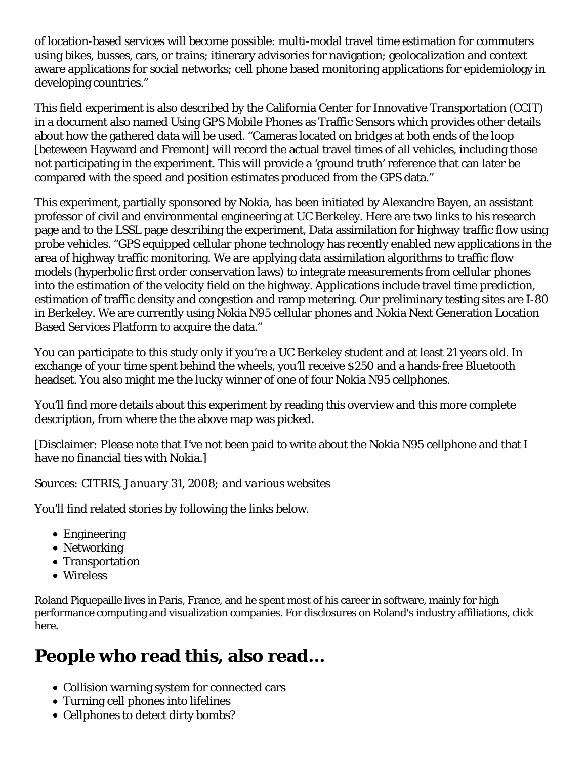of location-based services will become possible: multi-modal travel time estimation for commuters using bikes, busses, cars, or trains; itinerary advisories for navigation; geolocalization and context aware applications for social networks; cell phone based monitoring applications for epidemiology in developing countries."

This field experiment is also described by the California Center for Innovative Transportation (CCIT) in a document also named Using GPS Mobile Phones as Traffic Sensors which provides other details about how the gathered data will be used. "Cameras located on bridges at both ends of the loop [beteween Hayward and Fremont] will record the actual travel times of all vehicles, including those not participating in the experiment. This will provide a 'ground truth' reference that can later be compared with the speed and position estimates produced from the GPS data."

This experiment, partially sponsored by Nokia, has been initiated by Alexandre Bayen, an assistant professor of civil and environmental engineering at UC Berkeley. Here are two links to his research page and to the LSSL page describing the experiment, Data assimilation for highway traffic flow using probe vehicles. "GPS equipped cellular phone technology has recently enabled new applications in the area of highway traffic monitoring. We are applying data assimilation algorithms to traffic flow models (hyperbolic first order conservation laws) to integrate measurements from cellular phones into the estimation of the velocity field on the highway. Applications include travel time prediction, estimation of traffic density and congestion and ramp metering. Our preliminary testing sites are I-80 in Berkeley. We are currently using Nokia N95 cellular phones and Nokia Next Generation Location Based Services Platform to acquire the data."

You can participate to this study only if you're a UC Berkeley student and at least 21 years old. In exchange of your time spent behind the wheels, you'll receive $250 and a hands-free Bluetooth headset. You also might me the lucky winner of one of four Nokia N95 cellphones.

You'll find more details about this experiment by reading this overview and this more complete description, from where the the above map was picked.

[Disclaimer: Please note that I've not been paid to write about the Nokia N95 cellphone and that I have no financial ties with Nokia.]

Sources: CITRIS, *January 31, 2008; and various websites*

You'll find related stories by following the links below.

- Engineering
- Networking
- Transportation
- Wireless

Roland Piquepaille lives in Paris, France, and he spent most of his career in software, mainly for high performance computing and visualization companies. For disclosures on Roland's industry affiliations, click here.

## People who read this, also read...

- Collision warning system for connected cars
- Turning cell phones into lifelines
- Cellphones to detect dirty bombs?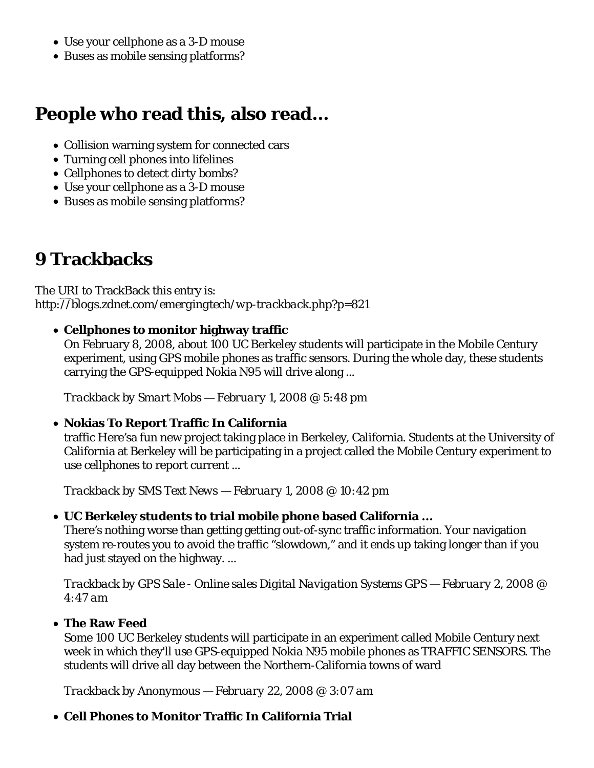- Use your cellphone as a 3-D mouse
- Buses as mobile sensing platforms?

## People who read this, also read...

- Collision warning system for connected cars
- Turning cell phones into lifelines
- Cellphones to detect dirty bombs?
- Use your cellphone as a 3-D mouse
- Buses as mobile sensing platforms?

## 9 Trackbacks

The URI to TrackBack this entry is:
http://blogs.zdnet.com/emergingtech/wp-trackback.php?p=821

- **Cellphones to monitor highway traffic**
  On February 8, 2008, about 100 UC Berkeley students will participate in the Mobile Century experiment, using GPS mobile phones as traffic sensors. During the whole day, these students carrying the GPS-equipped Nokia N95 will drive along ...

  *Trackback* by *Smart Mobs* — *February 1, 2008 @ 5:48 pm*

- **Nokias To Report Traffic In California**
  traffic Here'sa fun new project taking place in Berkeley, California. Students at the University of California at Berkeley will be participating in a project called the Mobile Century experiment to use cellphones to report current ...

  *Trackback* by *SMS Text News* — *February 1, 2008 @ 10:42 pm*

- **UC Berkeley students to trial mobile phone based California ...**
  There's nothing worse than getting getting out-of-sync traffic information. Your navigation system re-routes you to avoid the traffic "slowdown," and it ends up taking longer than if you had just stayed on the highway. ...

  *Trackback* by *GPS Sale - Online sales Digital Navigation Systems GPS* — *February 2, 2008 @ 4:47 am*

- **The Raw Feed**
  Some 100 UC Berkeley students will participate in an experiment called Mobile Century next week in which they'll use GPS-equipped Nokia N95 mobile phones as TRAFFIC SENSORS. The students will drive all day between the Northern-California towns of ward

  *Trackback* by *Anonymous* — *February 22, 2008 @ 3:07 am*

- **Cell Phones to Monitor Traffic In California Trial**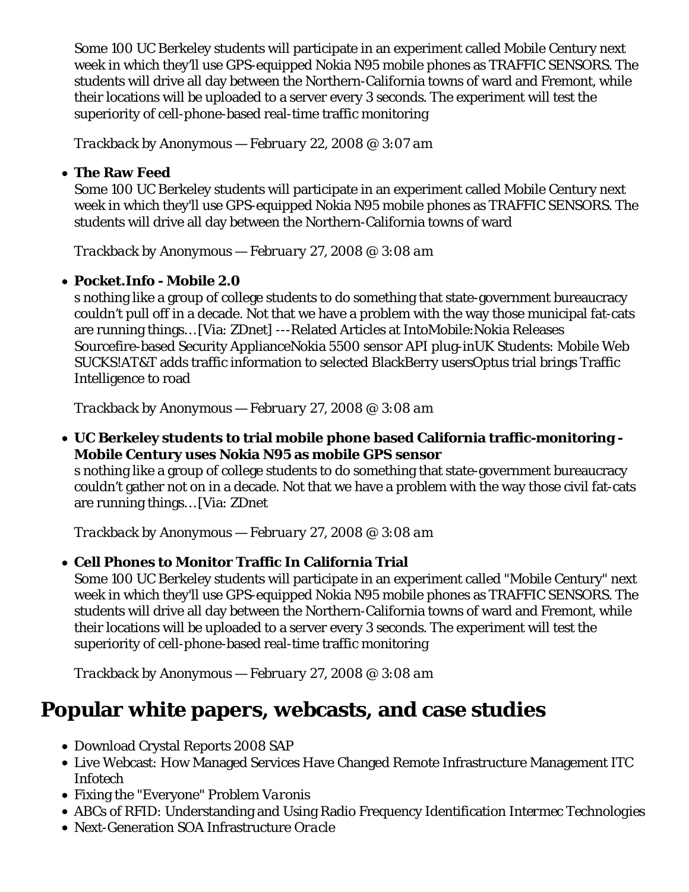Some 100 UC Berkeley students will participate in an experiment called Mobile Century next week in which they'll use GPS-equipped Nokia N95 mobile phones as TRAFFIC SENSORS. The students will drive all day between the Northern-California towns of ward and Fremont, while their locations will be uploaded to a server every 3 seconds. The experiment will test the superiority of cell-phone-based real-time traffic monitoring

*Trackback* by Anonymous — *February 22, 2008 @ 3:07 am*

- **The Raw Feed**
  Some 100 UC Berkeley students will participate in an experiment called Mobile Century next week in which they'll use GPS-equipped Nokia N95 mobile phones as TRAFFIC SENSORS. The students will drive all day between the Northern-California towns of ward

  *Trackback* by Anonymous — *February 27, 2008 @ 3:08 am*

- **Pocket.Info - Mobile 2.0**
  s nothing like a group of college students to do something that state-government bureaucracy couldn't pull off in a decade. Not that we have a problem with the way those municipal fat-cats are running things…[Via: ZDnet] ---Related Articles at IntoMobile:Nokia Releases Sourcefire-based Security ApplianceNokia 5500 sensor API plug-inUK Students: Mobile Web SUCKS!AT&T adds traffic information to selected BlackBerry usersOptus trial brings Traffic Intelligence to road

  *Trackback* by Anonymous — *February 27, 2008 @ 3:08 am*

- **UC Berkeley students to trial mobile phone based California traffic-monitoring - Mobile Century uses Nokia N95 as mobile GPS sensor**
  s nothing like a group of college students to do something that state-government bureaucracy couldn't gather not on in a decade. Not that we have a problem with the way those civil fat-cats are running things…[Via: ZDnet

  *Trackback* by Anonymous — *February 27, 2008 @ 3:08 am*

- **Cell Phones to Monitor Traffic In California Trial**
  Some 100 UC Berkeley students will participate in an experiment called "Mobile Century" next week in which they'll use GPS-equipped Nokia N95 mobile phones as TRAFFIC SENSORS. The students will drive all day between the Northern-California towns of ward and Fremont, while their locations will be uploaded to a server every 3 seconds. The experiment will test the superiority of cell-phone-based real-time traffic monitoring

  *Trackback* by Anonymous — *February 27, 2008 @ 3:08 am*

# Popular white papers, webcasts, and case studies

- Download Crystal Reports 2008 *SAP*
- Live Webcast: How Managed Services Have Changed Remote Infrastructure Management *ITC Infotech*
- Fixing the "Everyone" Problem *Varonis*
- ABCs of RFID: Understanding and Using Radio Frequency Identification *Intermec Technologies*
- Next-Generation SOA Infrastructure *Oracle*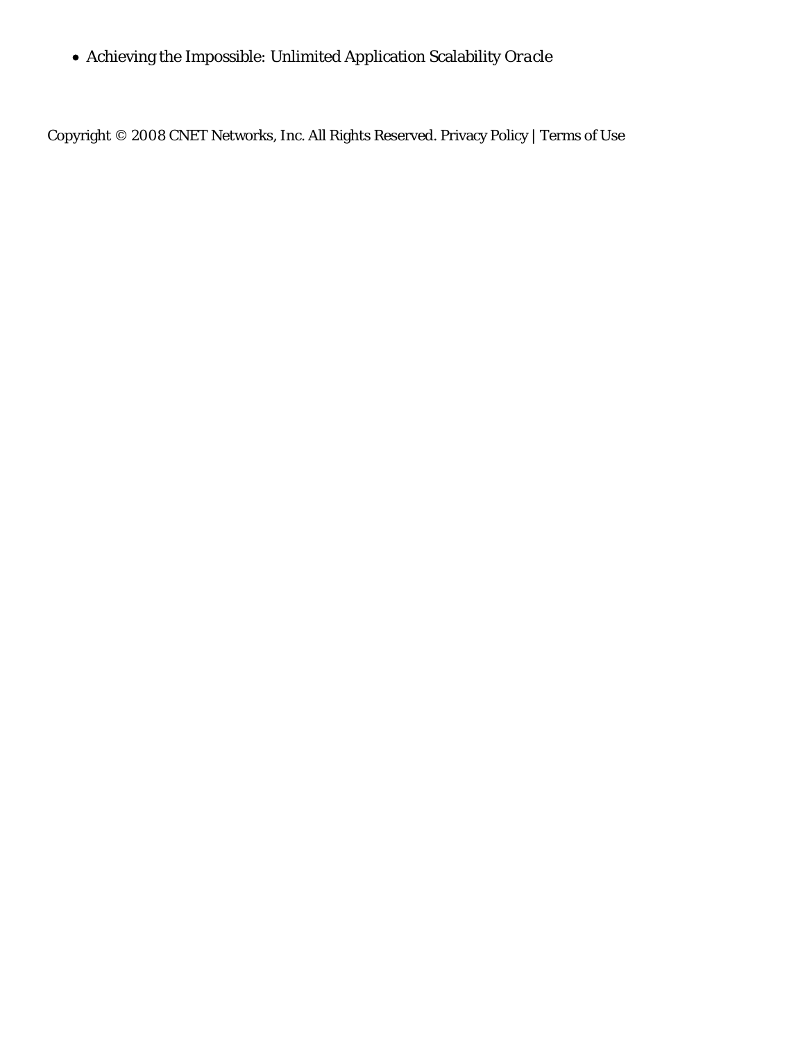- Achieving the Impossible: Unlimited Application Scalability *Oracle*

Copyright © 2008 CNET Networks, Inc. All Rights Reserved. Privacy Policy | Terms of Use